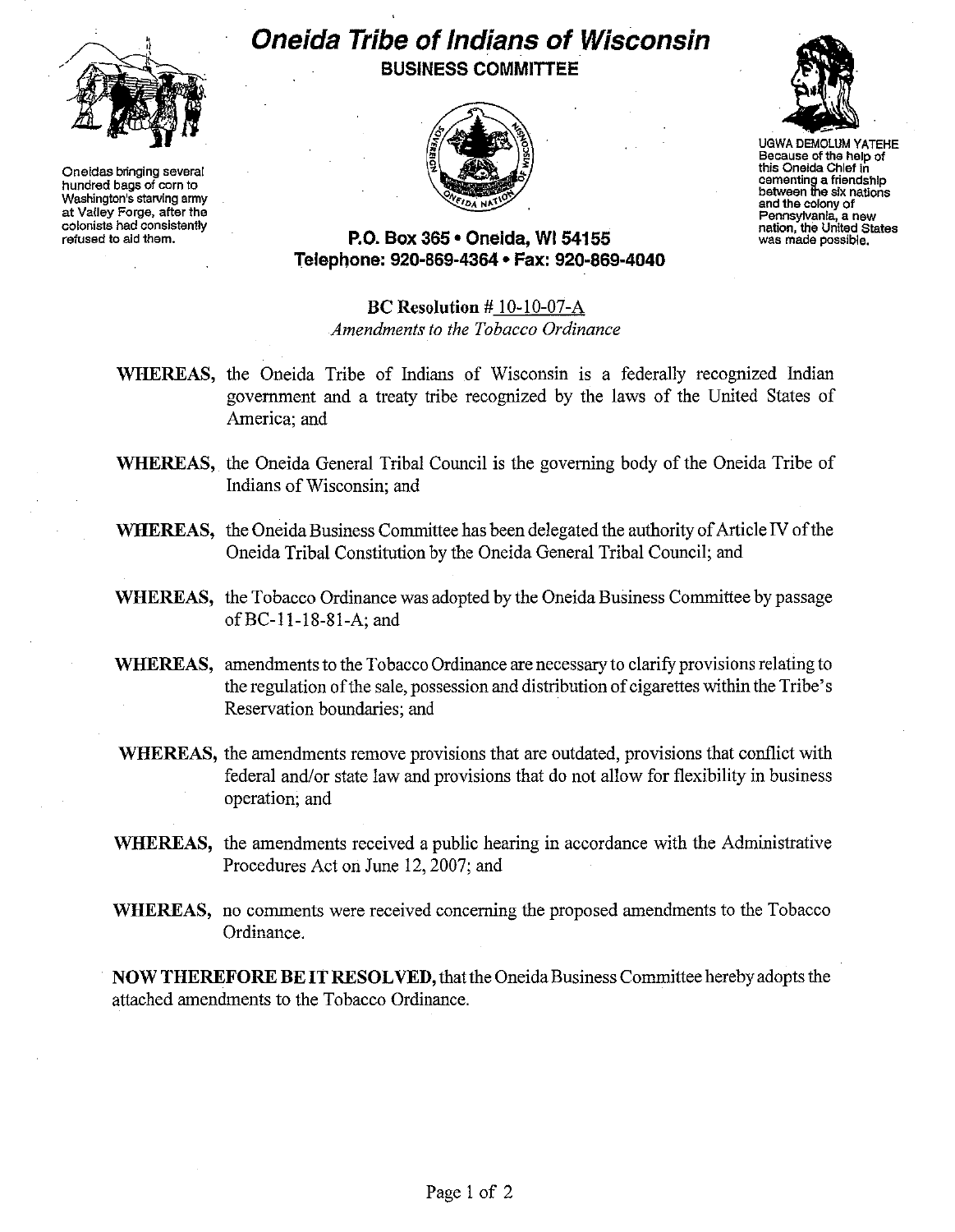Oneidas bringing several hundred bags of corn to Washington's starving army at Valley Forge, after the colonists had consistently refused to aid them.

# Oneida Tribe of Indians of Wisconsin

## BUSINESS COMMITTEE

UGWA DEMOLUM YATEHE
Because of the help of this Oneida Chief in cementing a friendship between the six nations and the colony of Pennsylvania, a new nation, the United States was made possible.

**P.O. Box 365 • Oneida, WI 54155**
**Telephone: 920-869-4364 • Fax: 920-869-4040**

**BC Resolution #** 10-10-07-A
*Amendments to the Tobacco Ordinance*

**WHEREAS,** the Oneida Tribe of Indians of Wisconsin is a federally recognized Indian government and a treaty tribe recognized by the laws of the United States of America; and

**WHEREAS,** the Oneida General Tribal Council is the governing body of the Oneida Tribe of Indians of Wisconsin; and

**WHEREAS,** the Oneida Business Committee has been delegated the authority of Article IV of the Oneida Tribal Constitution by the Oneida General Tribal Council; and

**WHEREAS,** the Tobacco Ordinance was adopted by the Oneida Business Committee by passage of BC-11-18-81-A; and

**WHEREAS,** amendments to the Tobacco Ordinance are necessary to clarify provisions relating to the regulation of the sale, possession and distribution of cigarettes within the Tribe's Reservation boundaries; and

**WHEREAS,** the amendments remove provisions that are outdated, provisions that conflict with federal and/or state law and provisions that do not allow for flexibility in business operation; and

**WHEREAS,** the amendments received a public hearing in accordance with the Administrative Procedures Act on June 12, 2007; and

**WHEREAS,** no comments were received concerning the proposed amendments to the Tobacco Ordinance.

**NOW THEREFORE BE IT RESOLVED,** that the Oneida Business Committee hereby adopts the attached amendments to the Tobacco Ordinance.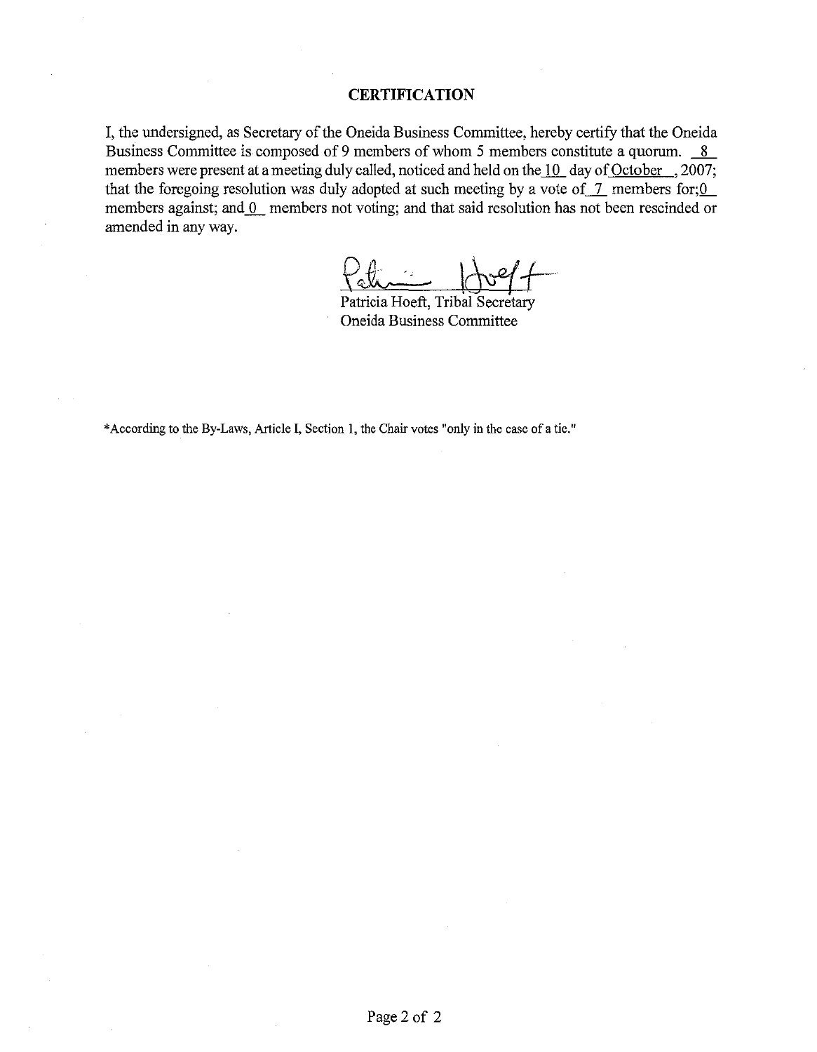## CERTIFICATION

I, the undersigned, as Secretary of the Oneida Business Committee, hereby certify that the Oneida Business Committee is composed of 9 members of whom 5 members constitute a quorum. 8 members were present at a meeting duly called, noticed and held on the 10 day of October, 2007; that the foregoing resolution was duly adopted at such meeting by a vote of 7 members for; 0 members against; and 0 members not voting; and that said resolution has not been rescinded or amended in any way.

Patricia Hoeft, Tribal Secretary
Oneida Business Committee

*According to the By-Laws, Article I, Section 1, the Chair votes "only in the case of a tie."